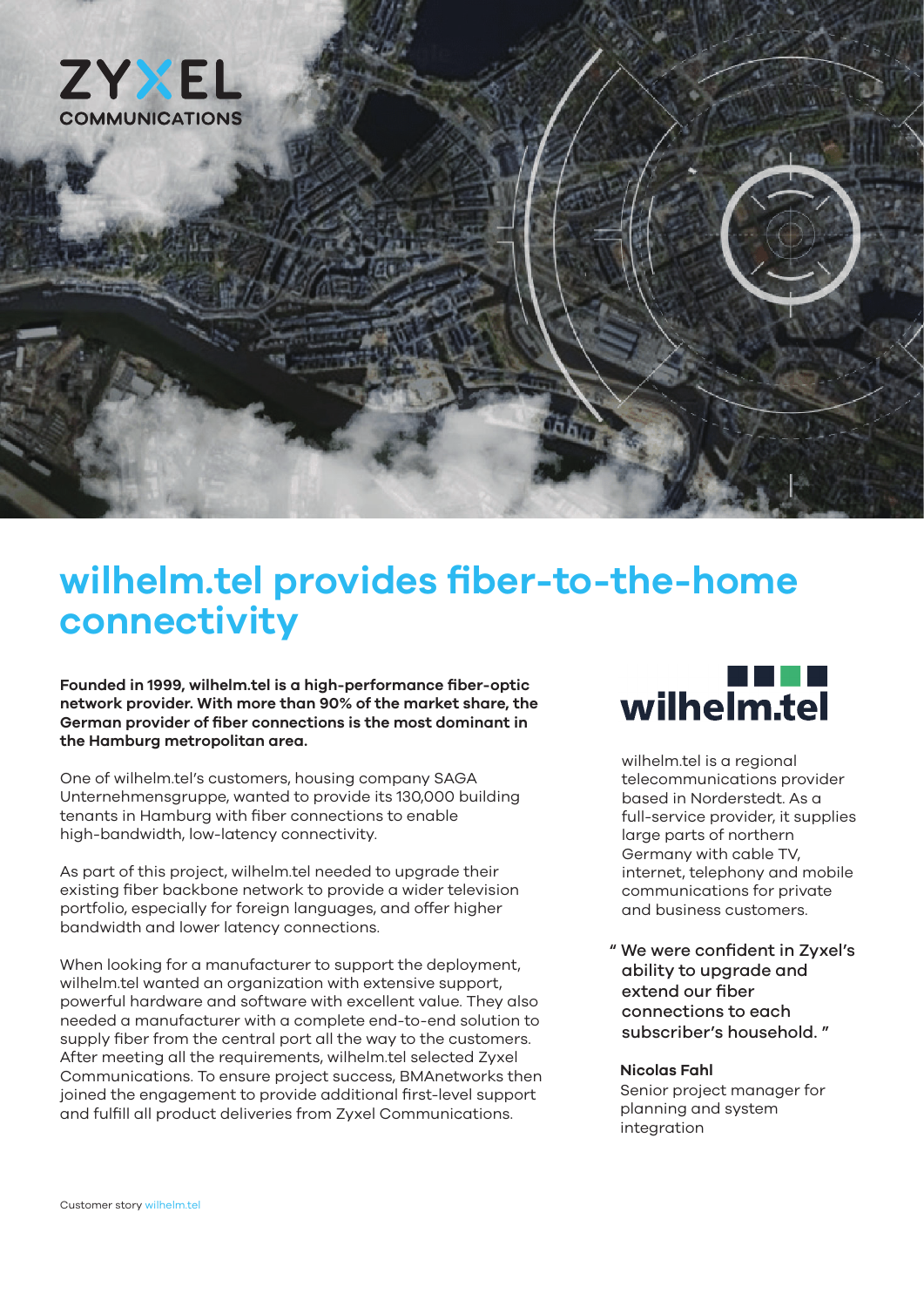ZYXEL
COMMUNICATIONS

# wilhelm.tel provides fiber-to-the-home connectivity

**Founded in 1999, wilhelm.tel is a high-performance fiber-optic network provider. With more than 90% of the market share, the German provider of fiber connections is the most dominant in the Hamburg metropolitan area.**

One of wilhelm.tel's customers, housing company SAGA Unternehmensgruppe, wanted to provide its 130,000 building tenants in Hamburg with fiber connections to enable high-bandwidth, low-latency connectivity.

As part of this project, wilhelm.tel needed to upgrade their existing fiber backbone network to provide a wider television portfolio, especially for foreign languages, and offer higher bandwidth and lower latency connections.

When looking for a manufacturer to support the deployment, wilhelm.tel wanted an organization with extensive support, powerful hardware and software with excellent value. They also needed a manufacturer with a complete end-to-end solution to supply fiber from the central port all the way to the customers. After meeting all the requirements, wilhelm.tel selected Zyxel Communications. To ensure project success, BMAnetworks then joined the engagement to provide additional first-level support and fulfill all product deliveries from Zyxel Communications.

wilhelm.tel

wilhelm.tel is a regional telecommunications provider based in Norderstedt. As a full-service provider, it supplies large parts of northern Germany with cable TV, internet, telephony and mobile communications for private and business customers.

" We were confident in Zyxel's ability to upgrade and extend our fiber connections to each subscriber's household. "

**Nicolas Fahl**
Senior project manager for planning and system integration

Customer story wilhelm.tel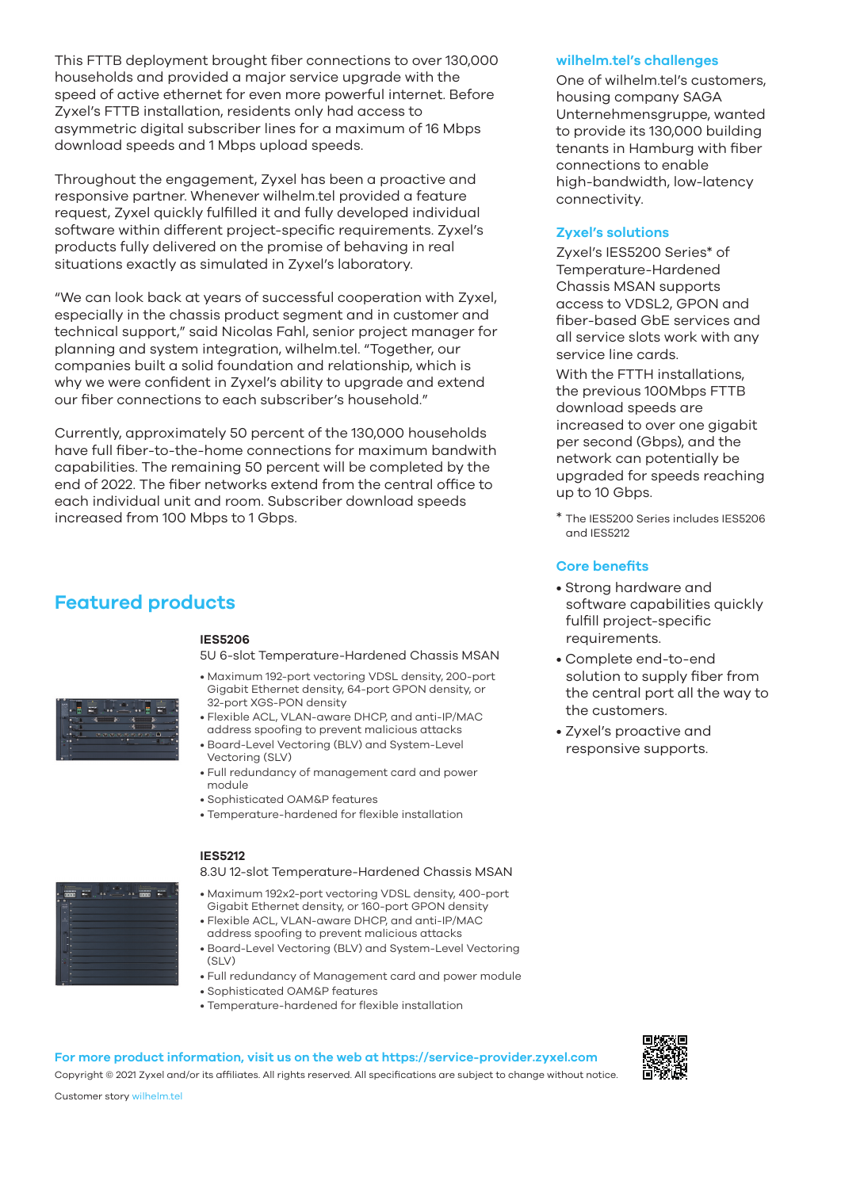This FTTB deployment brought fiber connections to over 130,000 households and provided a major service upgrade with the speed of active ethernet for even more powerful internet. Before Zyxel's FTTB installation, residents only had access to asymmetric digital subscriber lines for a maximum of 16 Mbps download speeds and 1 Mbps upload speeds.

Throughout the engagement, Zyxel has been a proactive and responsive partner. Whenever wilhelm.tel provided a feature request, Zyxel quickly fulfilled it and fully developed individual software within different project-specific requirements. Zyxel's products fully delivered on the promise of behaving in real situations exactly as simulated in Zyxel's laboratory.

"We can look back at years of successful cooperation with Zyxel, especially in the chassis product segment and in customer and technical support," said Nicolas Fahl, senior project manager for planning and system integration, wilhelm.tel. "Together, our companies built a solid foundation and relationship, which is why we were confident in Zyxel's ability to upgrade and extend our fiber connections to each subscriber's household."

Currently, approximately 50 percent of the 130,000 households have full fiber-to-the-home connections for maximum bandwith capabilities. The remaining 50 percent will be completed by the end of 2022. The fiber networks extend from the central office to each individual unit and room. Subscriber download speeds increased from 100 Mbps to 1 Gbps.

## wilhelm.tel's challenges

One of wilhelm.tel's customers, housing company SAGA Unternehmensgruppe, wanted to provide its 130,000 building tenants in Hamburg with fiber connections to enable high-bandwidth, low-latency connectivity.

## Zyxel's solutions

Zyxel's IES5200 Series* of Temperature-Hardened Chassis MSAN supports access to VDSL2, GPON and fiber-based GbE services and all service slots work with any service line cards.

With the FTTH installations, the previous 100Mbps FTTB download speeds are increased to over one gigabit per second (Gbps), and the network can potentially be upgraded for speeds reaching up to 10 Gbps.

* The IES5200 Series includes IES5206 and IES5212

## Core benefits

- Strong hardware and software capabilities quickly fulfill project-specific requirements.
- Complete end-to-end solution to supply fiber from the central port all the way to the customers.
- Zyxel's proactive and responsive supports.

## Featured products

**IES5206**

5U 6-slot Temperature-Hardened Chassis MSAN

- Maximum 192-port vectoring VDSL density, 200-port Gigabit Ethernet density, 64-port GPON density, or 32-port XGS-PON density
- Flexible ACL, VLAN-aware DHCP, and anti-IP/MAC address spoofing to prevent malicious attacks
- Board-Level Vectoring (BLV) and System-Level Vectoring (SLV)
- Full redundancy of management card and power module
- Sophisticated OAM&P features
- Temperature-hardened for flexible installation

**IES5212**

8.3U 12-slot Temperature-Hardened Chassis MSAN

- Maximum 192x2-port vectoring VDSL density, 400-port Gigabit Ethernet density, or 160-port GPON density
- Flexible ACL, VLAN-aware DHCP, and anti-IP/MAC address spoofing to prevent malicious attacks
- Board-Level Vectoring (BLV) and System-Level Vectoring (SLV)
- Full redundancy of Management card and power module
- Sophisticated OAM&P features
- Temperature-hardened for flexible installation

**For more product information, visit us on the web at https://service-provider.zyxel.com**

Copyright © 2021 Zyxel and/or its affiliates. All rights reserved. All specifications are subject to change without notice.

Customer story wilhelm.tel